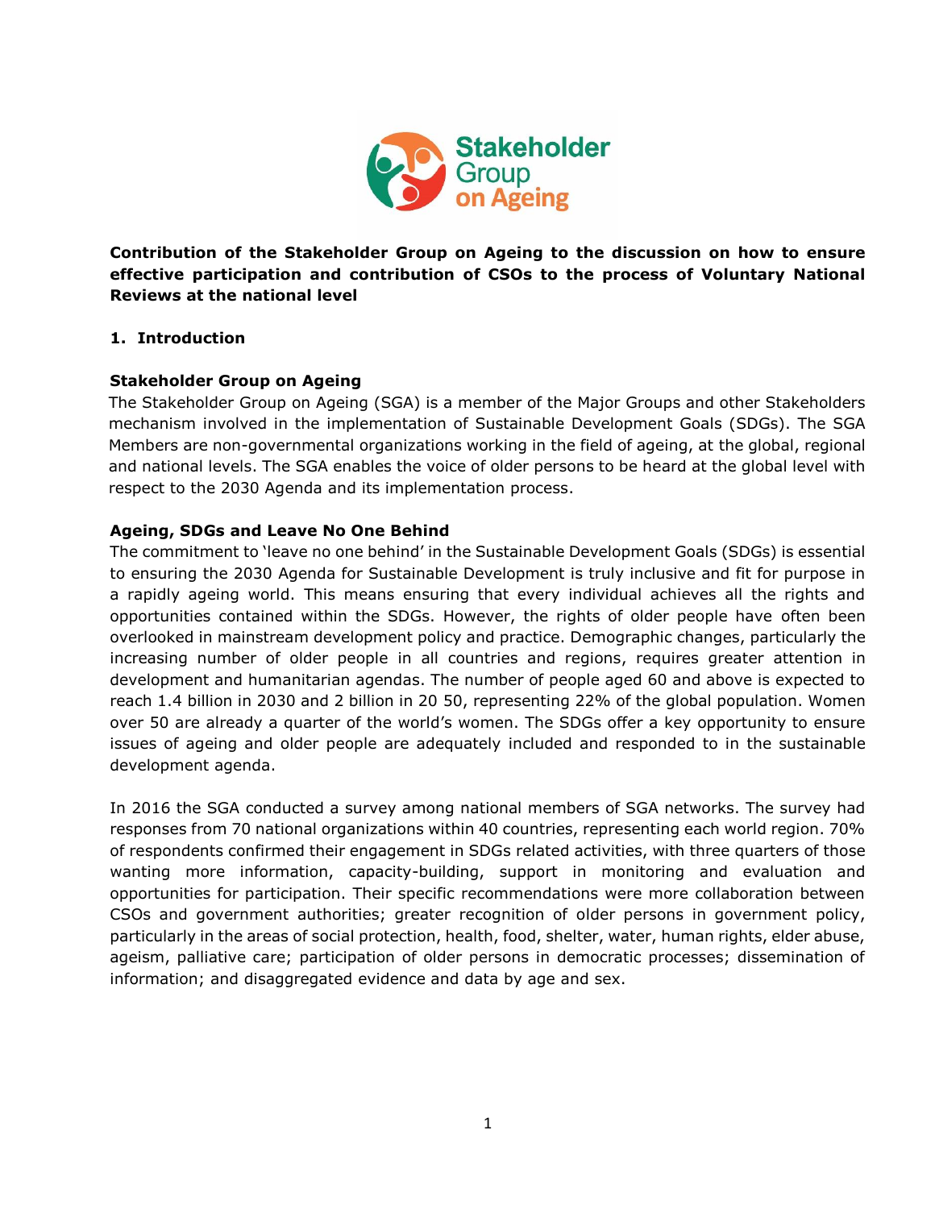**Contribution of the Stakeholder Group on Ageing to the discussion on how to ensure effective participation and contribution of CSOs to the process of Voluntary National Reviews at the national level**

## 1. Introduction

### Stakeholder Group on Ageing

The Stakeholder Group on Ageing (SGA) is a member of the Major Groups and other Stakeholders mechanism involved in the implementation of Sustainable Development Goals (SDGs). The SGA Members are non-governmental organizations working in the field of ageing, at the global, regional and national levels. The SGA enables the voice of older persons to be heard at the global level with respect to the 2030 Agenda and its implementation process.

### Ageing, SDGs and Leave No One Behind

The commitment to 'leave no one behind' in the Sustainable Development Goals (SDGs) is essential to ensuring the 2030 Agenda for Sustainable Development is truly inclusive and fit for purpose in a rapidly ageing world. This means ensuring that every individual achieves all the rights and opportunities contained within the SDGs. However, the rights of older people have often been overlooked in mainstream development policy and practice. Demographic changes, particularly the increasing number of older people in all countries and regions, requires greater attention in development and humanitarian agendas. The number of people aged 60 and above is expected to reach 1.4 billion in 2030 and 2 billion in 20 50, representing 22% of the global population. Women over 50 are already a quarter of the world's women. The SDGs offer a key opportunity to ensure issues of ageing and older people are adequately included and responded to in the sustainable development agenda.

In 2016 the SGA conducted a survey among national members of SGA networks. The survey had responses from 70 national organizations within 40 countries, representing each world region. 70% of respondents confirmed their engagement in SDGs related activities, with three quarters of those wanting more information, capacity-building, support in monitoring and evaluation and opportunities for participation. Their specific recommendations were more collaboration between CSOs and government authorities; greater recognition of older persons in government policy, particularly in the areas of social protection, health, food, shelter, water, human rights, elder abuse, ageism, palliative care; participation of older persons in democratic processes; dissemination of information; and disaggregated evidence and data by age and sex.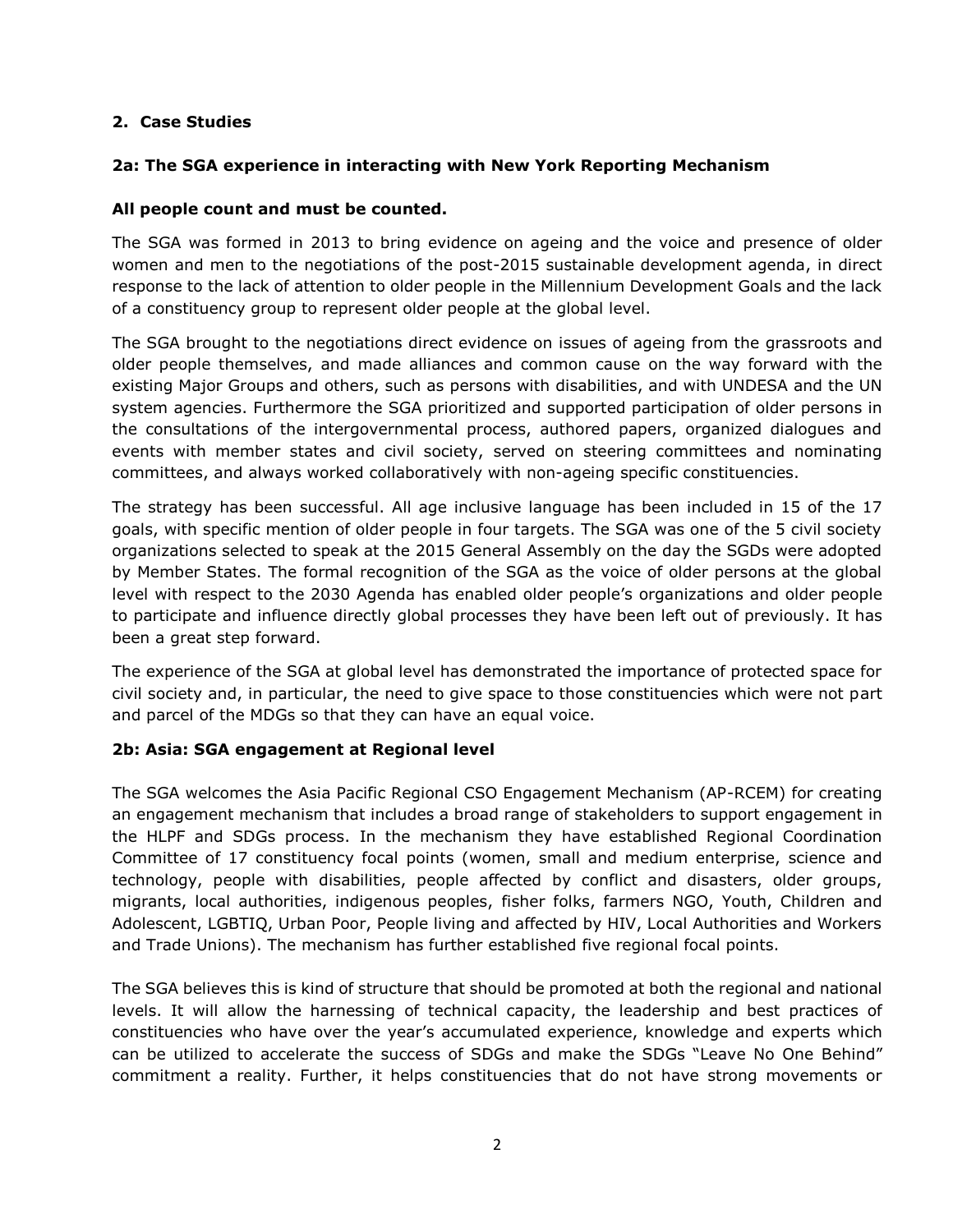**2. Case Studies**

**2a: The SGA experience in interacting with New York Reporting Mechanism**

**All people count and must be counted.**

The SGA was formed in 2013 to bring evidence on ageing and the voice and presence of older women and men to the negotiations of the post-2015 sustainable development agenda, in direct response to the lack of attention to older people in the Millennium Development Goals and the lack of a constituency group to represent older people at the global level.

The SGA brought to the negotiations direct evidence on issues of ageing from the grassroots and older people themselves, and made alliances and common cause on the way forward with the existing Major Groups and others, such as persons with disabilities, and with UNDESA and the UN system agencies. Furthermore the SGA prioritized and supported participation of older persons in the consultations of the intergovernmental process, authored papers, organized dialogues and events with member states and civil society, served on steering committees and nominating committees, and always worked collaboratively with non-ageing specific constituencies.

The strategy has been successful. All age inclusive language has been included in 15 of the 17 goals, with specific mention of older people in four targets. The SGA was one of the 5 civil society organizations selected to speak at the 2015 General Assembly on the day the SGDs were adopted by Member States. The formal recognition of the SGA as the voice of older persons at the global level with respect to the 2030 Agenda has enabled older people's organizations and older people to participate and influence directly global processes they have been left out of previously. It has been a great step forward.

The experience of the SGA at global level has demonstrated the importance of protected space for civil society and, in particular, the need to give space to those constituencies which were not part and parcel of the MDGs so that they can have an equal voice.

**2b: Asia: SGA engagement at Regional level**

The SGA welcomes the Asia Pacific Regional CSO Engagement Mechanism (AP-RCEM) for creating an engagement mechanism that includes a broad range of stakeholders to support engagement in the HLPF and SDGs process. In the mechanism they have established Regional Coordination Committee of 17 constituency focal points (women, small and medium enterprise, science and technology, people with disabilities, people affected by conflict and disasters, older groups, migrants, local authorities, indigenous peoples, fisher folks, farmers NGO, Youth, Children and Adolescent, LGBTIQ, Urban Poor, People living and affected by HIV, Local Authorities and Workers and Trade Unions). The mechanism has further established five regional focal points.

The SGA believes this is kind of structure that should be promoted at both the regional and national levels. It will allow the harnessing of technical capacity, the leadership and best practices of constituencies who have over the year's accumulated experience, knowledge and experts which can be utilized to accelerate the success of SDGs and make the SDGs "Leave No One Behind" commitment a reality. Further, it helps constituencies that do not have strong movements or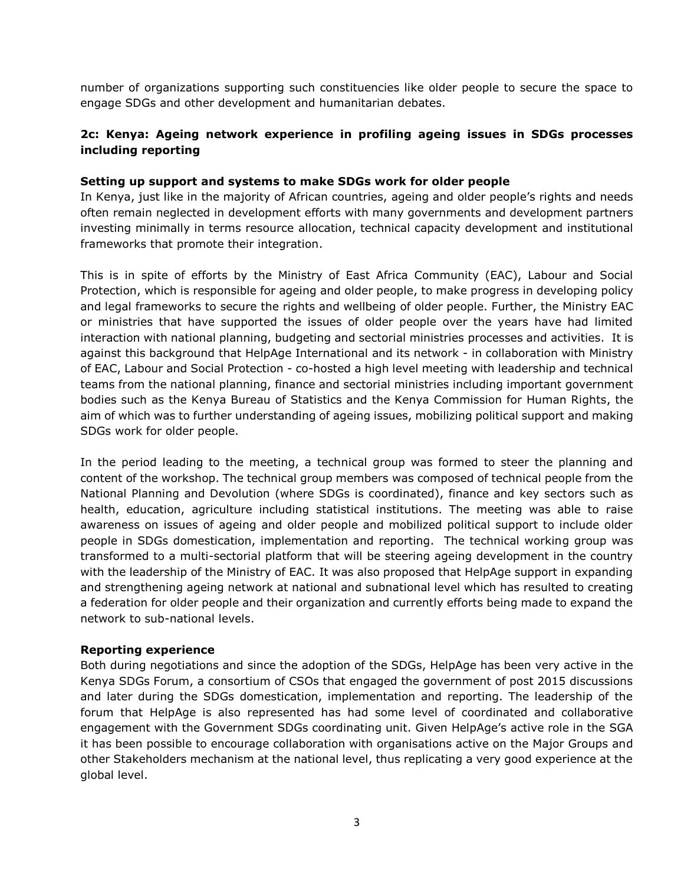number of organizations supporting such constituencies like older people to secure the space to engage SDGs and other development and humanitarian debates.

### 2c: Kenya: Ageing network experience in profiling ageing issues in SDGs processes including reporting

#### Setting up support and systems to make SDGs work for older people

In Kenya, just like in the majority of African countries, ageing and older people's rights and needs often remain neglected in development efforts with many governments and development partners investing minimally in terms resource allocation, technical capacity development and institutional frameworks that promote their integration.

This is in spite of efforts by the Ministry of East Africa Community (EAC), Labour and Social Protection, which is responsible for ageing and older people, to make progress in developing policy and legal frameworks to secure the rights and wellbeing of older people. Further, the Ministry EAC or ministries that have supported the issues of older people over the years have had limited interaction with national planning, budgeting and sectorial ministries processes and activities. It is against this background that HelpAge International and its network - in collaboration with Ministry of EAC, Labour and Social Protection - co-hosted a high level meeting with leadership and technical teams from the national planning, finance and sectorial ministries including important government bodies such as the Kenya Bureau of Statistics and the Kenya Commission for Human Rights, the aim of which was to further understanding of ageing issues, mobilizing political support and making SDGs work for older people.

In the period leading to the meeting, a technical group was formed to steer the planning and content of the workshop. The technical group members was composed of technical people from the National Planning and Devolution (where SDGs is coordinated), finance and key sectors such as health, education, agriculture including statistical institutions. The meeting was able to raise awareness on issues of ageing and older people and mobilized political support to include older people in SDGs domestication, implementation and reporting. The technical working group was transformed to a multi-sectorial platform that will be steering ageing development in the country with the leadership of the Ministry of EAC. It was also proposed that HelpAge support in expanding and strengthening ageing network at national and subnational level which has resulted to creating a federation for older people and their organization and currently efforts being made to expand the network to sub-national levels.

#### Reporting experience

Both during negotiations and since the adoption of the SDGs, HelpAge has been very active in the Kenya SDGs Forum, a consortium of CSOs that engaged the government of post 2015 discussions and later during the SDGs domestication, implementation and reporting. The leadership of the forum that HelpAge is also represented has had some level of coordinated and collaborative engagement with the Government SDGs coordinating unit. Given HelpAge's active role in the SGA it has been possible to encourage collaboration with organisations active on the Major Groups and other Stakeholders mechanism at the national level, thus replicating a very good experience at the global level.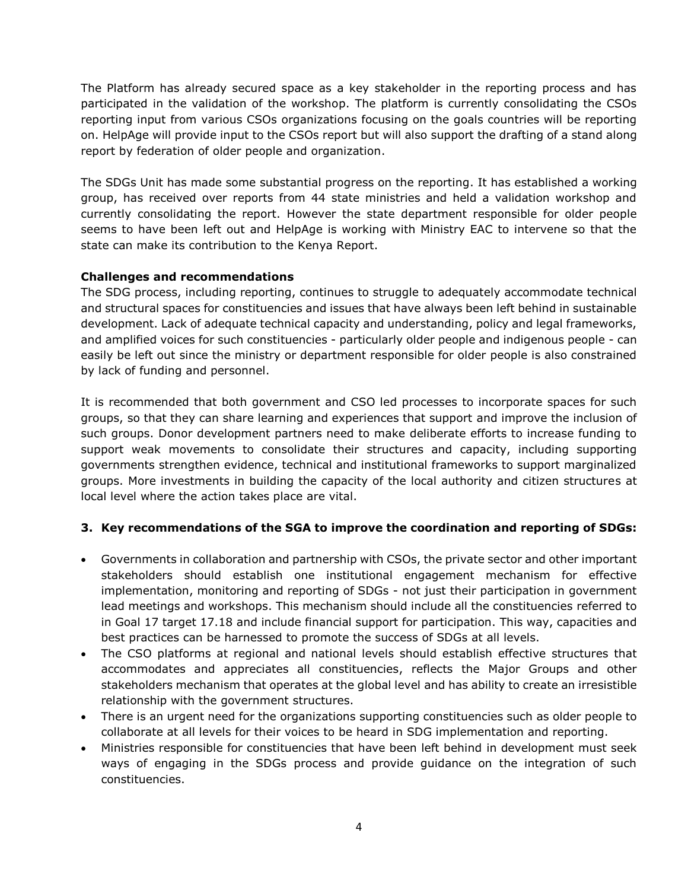The Platform has already secured space as a key stakeholder in the reporting process and has participated in the validation of the workshop. The platform is currently consolidating the CSOs reporting input from various CSOs organizations focusing on the goals countries will be reporting on. HelpAge will provide input to the CSOs report but will also support the drafting of a stand along report by federation of older people and organization.

The SDGs Unit has made some substantial progress on the reporting. It has established a working group, has received over reports from 44 state ministries and held a validation workshop and currently consolidating the report. However the state department responsible for older people seems to have been left out and HelpAge is working with Ministry EAC to intervene so that the state can make its contribution to the Kenya Report.

**Challenges and recommendations**

The SDG process, including reporting, continues to struggle to adequately accommodate technical and structural spaces for constituencies and issues that have always been left behind in sustainable development. Lack of adequate technical capacity and understanding, policy and legal frameworks, and amplified voices for such constituencies - particularly older people and indigenous people - can easily be left out since the ministry or department responsible for older people is also constrained by lack of funding and personnel.

It is recommended that both government and CSO led processes to incorporate spaces for such groups, so that they can share learning and experiences that support and improve the inclusion of such groups. Donor development partners need to make deliberate efforts to increase funding to support weak movements to consolidate their structures and capacity, including supporting governments strengthen evidence, technical and institutional frameworks to support marginalized groups. More investments in building the capacity of the local authority and citizen structures at local level where the action takes place are vital.

### 3. Key recommendations of the SGA to improve the coordination and reporting of SDGs:

- Governments in collaboration and partnership with CSOs, the private sector and other important stakeholders should establish one institutional engagement mechanism for effective implementation, monitoring and reporting of SDGs - not just their participation in government lead meetings and workshops. This mechanism should include all the constituencies referred to in Goal 17 target 17.18 and include financial support for participation. This way, capacities and best practices can be harnessed to promote the success of SDGs at all levels.
- The CSO platforms at regional and national levels should establish effective structures that accommodates and appreciates all constituencies, reflects the Major Groups and other stakeholders mechanism that operates at the global level and has ability to create an irresistible relationship with the government structures.
- There is an urgent need for the organizations supporting constituencies such as older people to collaborate at all levels for their voices to be heard in SDG implementation and reporting.
- Ministries responsible for constituencies that have been left behind in development must seek ways of engaging in the SDGs process and provide guidance on the integration of such constituencies.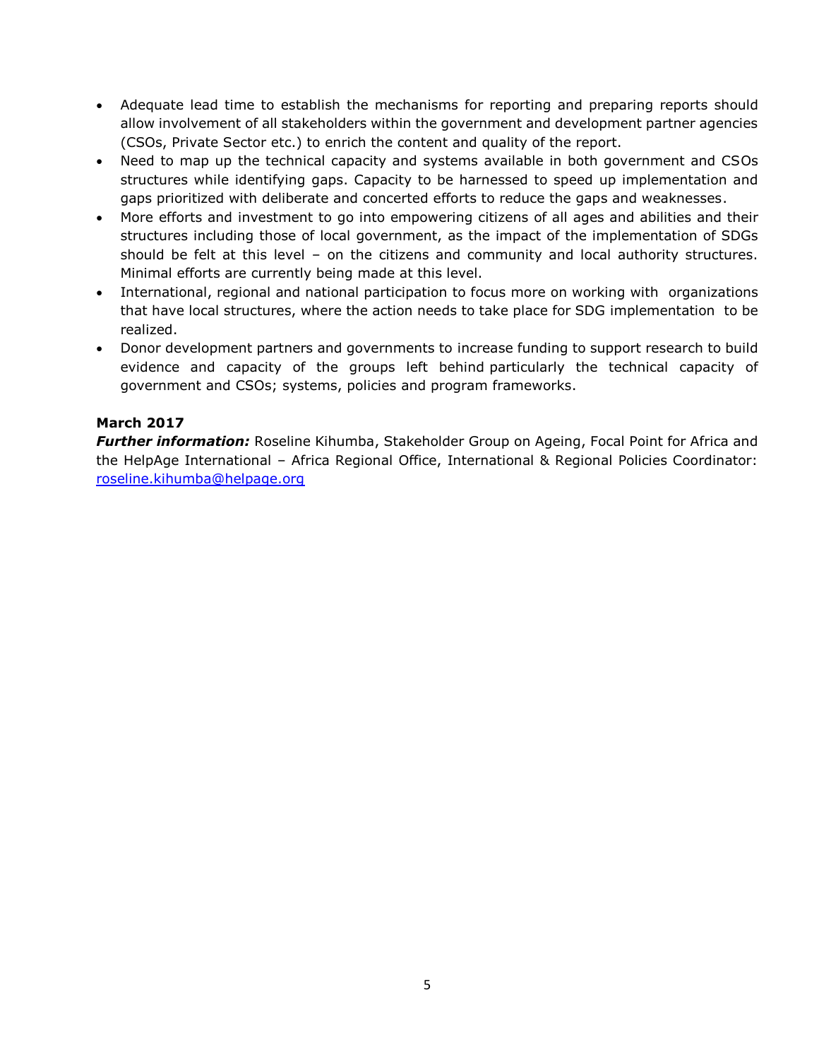- Adequate lead time to establish the mechanisms for reporting and preparing reports should allow involvement of all stakeholders within the government and development partner agencies (CSOs, Private Sector etc.) to enrich the content and quality of the report.
- Need to map up the technical capacity and systems available in both government and CSOs structures while identifying gaps. Capacity to be harnessed to speed up implementation and gaps prioritized with deliberate and concerted efforts to reduce the gaps and weaknesses.
- More efforts and investment to go into empowering citizens of all ages and abilities and their structures including those of local government, as the impact of the implementation of SDGs should be felt at this level – on the citizens and community and local authority structures. Minimal efforts are currently being made at this level.
- International, regional and national participation to focus more on working with organizations that have local structures, where the action needs to take place for SDG implementation to be realized.
- Donor development partners and governments to increase funding to support research to build evidence and capacity of the groups left behind particularly the technical capacity of government and CSOs; systems, policies and program frameworks.

**March 2017**

***Further information:*** Roseline Kihumba, Stakeholder Group on Ageing, Focal Point for Africa and the HelpAge International – Africa Regional Office, International & Regional Policies Coordinator: roseline.kihumba@helpage.org